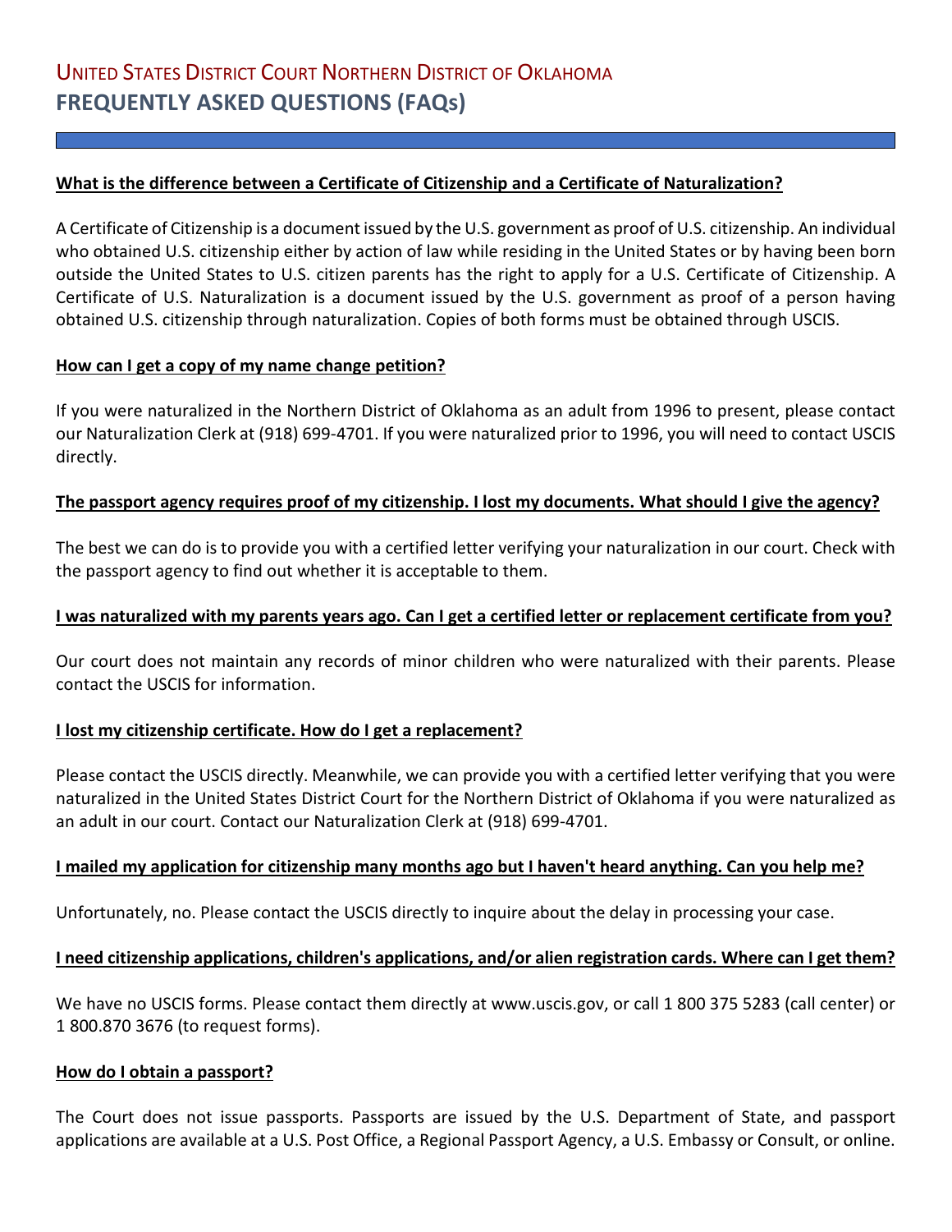# UNITED STATES DISTRICT COURT NORTHERN DISTRICT OF OKLAHOMA
## FREQUENTLY ASKED QUESTIONS (FAQs)

**What is the difference between a Certificate of Citizenship and a Certificate of Naturalization?**

A Certificate of Citizenship is a document issued by the U.S. government as proof of U.S. citizenship. An individual who obtained U.S. citizenship either by action of law while residing in the United States or by having been born outside the United States to U.S. citizen parents has the right to apply for a U.S. Certificate of Citizenship. A Certificate of U.S. Naturalization is a document issued by the U.S. government as proof of a person having obtained U.S. citizenship through naturalization. Copies of both forms must be obtained through USCIS.

**How can I get a copy of my name change petition?**

If you were naturalized in the Northern District of Oklahoma as an adult from 1996 to present, please contact our Naturalization Clerk at (918) 699-4701. If you were naturalized prior to 1996, you will need to contact USCIS directly.

**The passport agency requires proof of my citizenship. I lost my documents. What should I give the agency?**

The best we can do is to provide you with a certified letter verifying your naturalization in our court. Check with the passport agency to find out whether it is acceptable to them.

**I was naturalized with my parents years ago. Can I get a certified letter or replacement certificate from you?**

Our court does not maintain any records of minor children who were naturalized with their parents. Please contact the USCIS for information.

**I lost my citizenship certificate. How do I get a replacement?**

Please contact the USCIS directly. Meanwhile, we can provide you with a certified letter verifying that you were naturalized in the United States District Court for the Northern District of Oklahoma if you were naturalized as an adult in our court. Contact our Naturalization Clerk at (918) 699-4701.

**I mailed my application for citizenship many months ago but I haven't heard anything. Can you help me?**

Unfortunately, no. Please contact the USCIS directly to inquire about the delay in processing your case.

**I need citizenship applications, children's applications, and/or alien registration cards. Where can I get them?**

We have no USCIS forms. Please contact them directly at www.uscis.gov, or call 1 800 375 5283 (call center) or 1 800.870 3676 (to request forms).

**How do I obtain a passport?**

The Court does not issue passports. Passports are issued by the U.S. Department of State, and passport applications are available at a U.S. Post Office, a Regional Passport Agency, a U.S. Embassy or Consult, or online.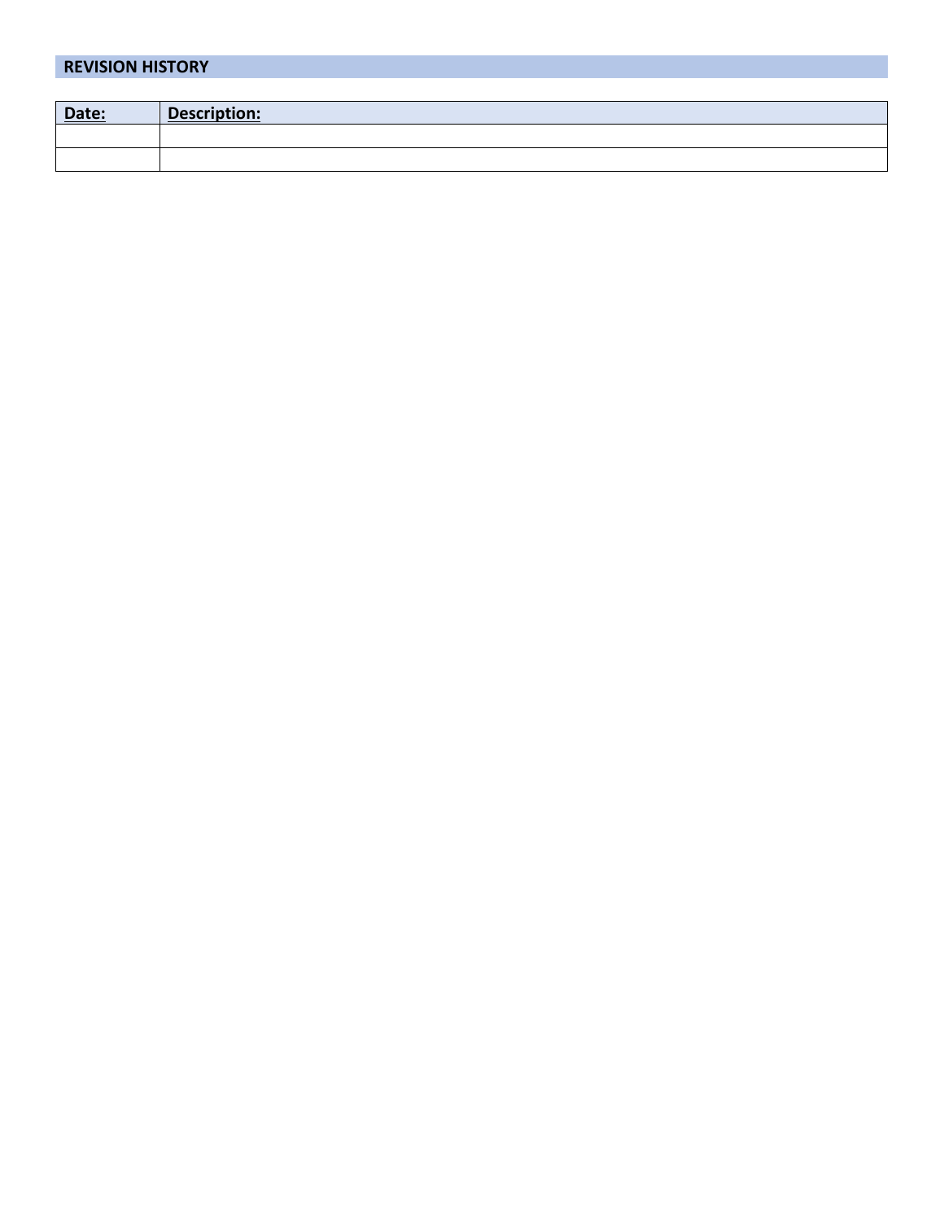## REVISION HISTORY

| Date: | Description: |
| --- | --- |
| | |
| | |